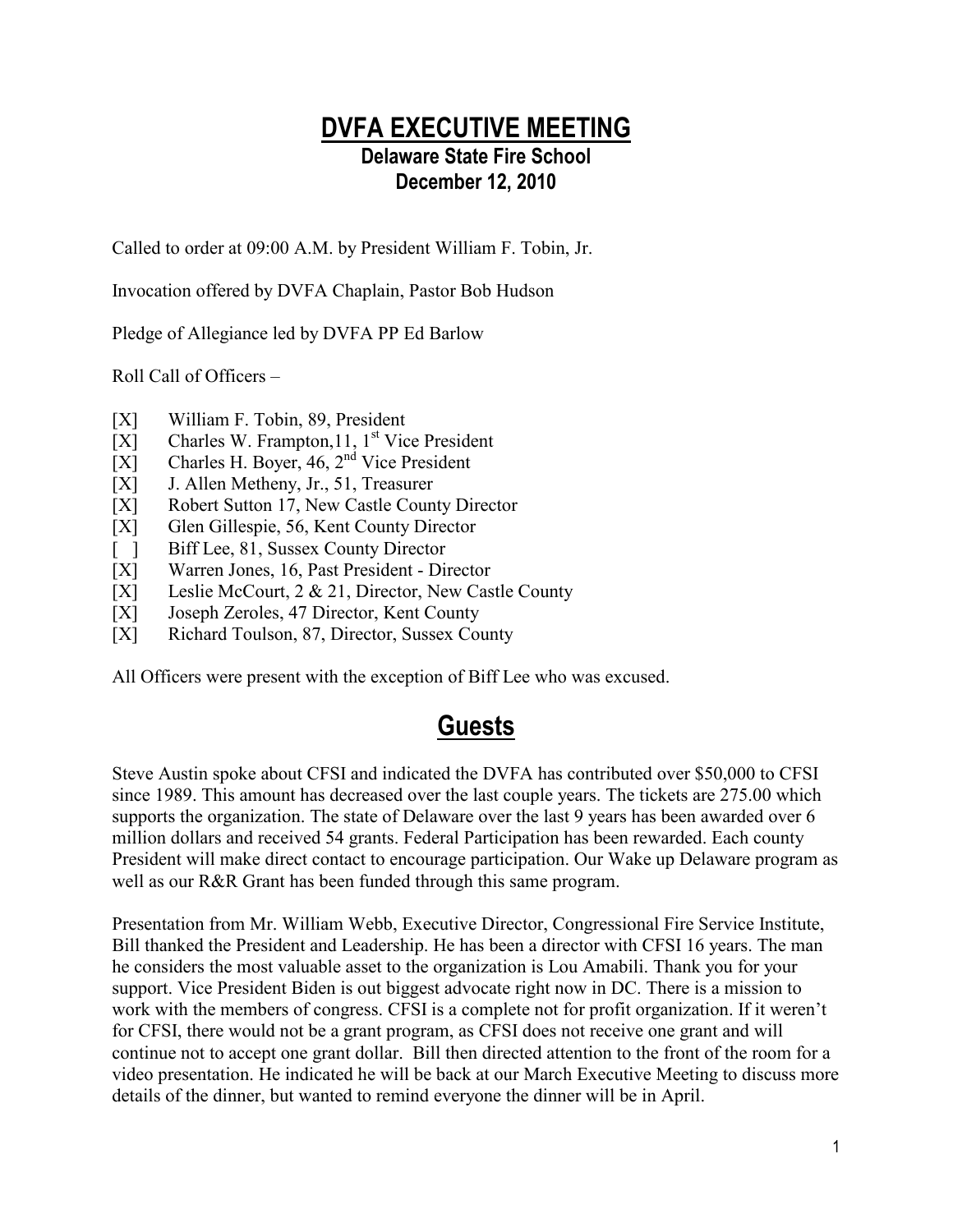# DVFA EXECUTIVE MEETING

## Delaware State Fire School
## December 12, 2010

Called to order at 09:00 A.M. by President William F. Tobin, Jr.

Invocation offered by DVFA Chaplain, Pastor Bob Hudson

Pledge of Allegiance led by DVFA PP Ed Barlow

Roll Call of Officers –

[X] William F. Tobin, 89, President
[X] Charles W. Frampton,11, 1st Vice President
[X] Charles H. Boyer, 46, 2nd Vice President
[X] J. Allen Metheny, Jr., 51, Treasurer
[X] Robert Sutton 17, New Castle County Director
[X] Glen Gillespie, 56, Kent County Director
[ ] Biff Lee, 81, Sussex County Director
[X] Warren Jones, 16, Past President - Director
[X] Leslie McCourt, 2 & 21, Director, New Castle County
[X] Joseph Zeroles, 47 Director, Kent County
[X] Richard Toulson, 87, Director, Sussex County

All Officers were present with the exception of Biff Lee who was excused.

# Guests

Steve Austin spoke about CFSI and indicated the DVFA has contributed over $50,000 to CFSI since 1989. This amount has decreased over the last couple years. The tickets are 275.00 which supports the organization. The state of Delaware over the last 9 years has been awarded over 6 million dollars and received 54 grants. Federal Participation has been rewarded. Each county President will make direct contact to encourage participation. Our Wake up Delaware program as well as our R&R Grant has been funded through this same program.

Presentation from Mr. William Webb, Executive Director, Congressional Fire Service Institute, Bill thanked the President and Leadership. He has been a director with CFSI 16 years. The man he considers the most valuable asset to the organization is Lou Amabili. Thank you for your support. Vice President Biden is out biggest advocate right now in DC. There is a mission to work with the members of congress. CFSI is a complete not for profit organization. If it weren't for CFSI, there would not be a grant program, as CFSI does not receive one grant and will continue not to accept one grant dollar. Bill then directed attention to the front of the room for a video presentation. He indicated he will be back at our March Executive Meeting to discuss more details of the dinner, but wanted to remind everyone the dinner will be in April.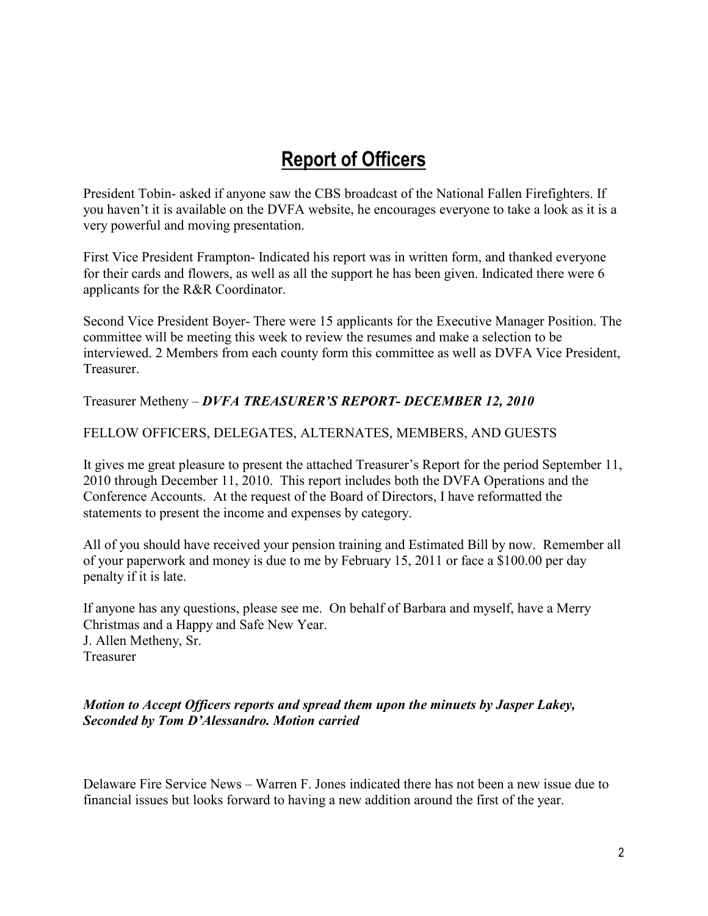# **Report of Officers**

President Tobin- asked if anyone saw the CBS broadcast of the National Fallen Firefighters. If you haven't it is available on the DVFA website, he encourages everyone to take a look as it is a very powerful and moving presentation.

First Vice President Frampton- Indicated his report was in written form, and thanked everyone for their cards and flowers, as well as all the support he has been given. Indicated there were 6 applicants for the R&R Coordinator.

Second Vice President Boyer- There were 15 applicants for the Executive Manager Position. The committee will be meeting this week to review the resumes and make a selection to be interviewed. 2 Members from each county form this committee as well as DVFA Vice President, Treasurer.

Treasurer Metheny – ***DVFA TREASURER'S REPORT- DECEMBER 12, 2010***

FELLOW OFFICERS, DELEGATES, ALTERNATES, MEMBERS, AND GUESTS

It gives me great pleasure to present the attached Treasurer's Report for the period September 11, 2010 through December 11, 2010. This report includes both the DVFA Operations and the Conference Accounts. At the request of the Board of Directors, I have reformatted the statements to present the income and expenses by category.

All of you should have received your pension training and Estimated Bill by now. Remember all of your paperwork and money is due to me by February 15, 2011 or face a $100.00 per day penalty if it is late.

If anyone has any questions, please see me. On behalf of Barbara and myself, have a Merry Christmas and a Happy and Safe New Year.
J. Allen Metheny, Sr.
Treasurer

***Motion to Accept Officers reports and spread them upon the minuets by Jasper Lakey, Seconded by Tom D'Alessandro. Motion carried***

Delaware Fire Service News – Warren F. Jones indicated there has not been a new issue due to financial issues but looks forward to having a new addition around the first of the year.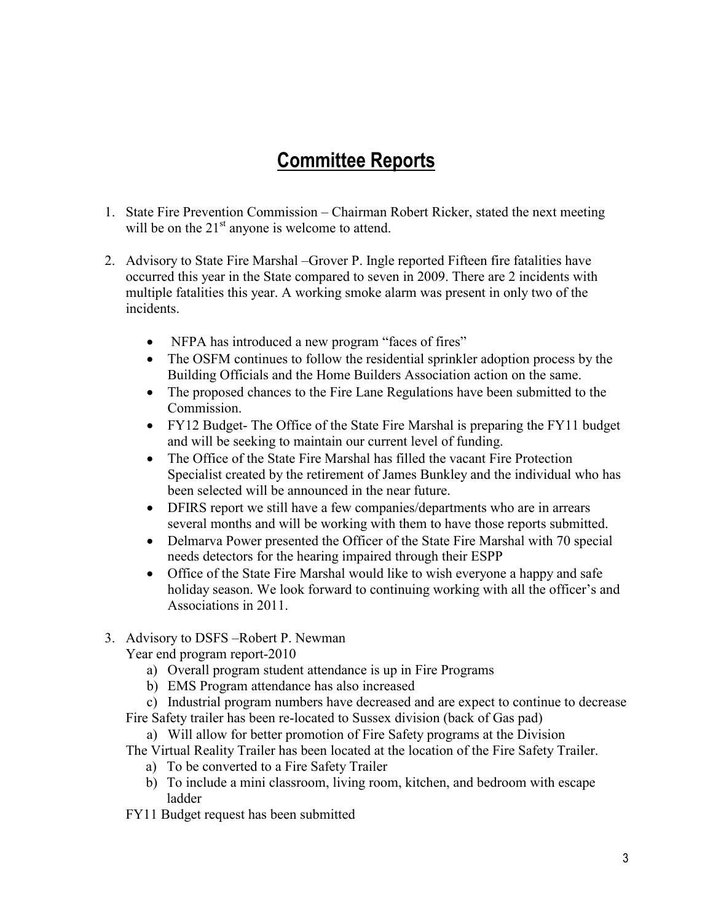# Committee Reports

1. State Fire Prevention Commission – Chairman Robert Ricker, stated the next meeting will be on the 21st anyone is welcome to attend.

2. Advisory to State Fire Marshal –Grover P. Ingle reported Fifteen fire fatalities have occurred this year in the State compared to seven in 2009. There are 2 incidents with multiple fatalities this year. A working smoke alarm was present in only two of the incidents.

   - NFPA has introduced a new program "faces of fires"
   - The OSFM continues to follow the residential sprinkler adoption process by the Building Officials and the Home Builders Association action on the same.
   - The proposed chances to the Fire Lane Regulations have been submitted to the Commission.
   - FY12 Budget- The Office of the State Fire Marshal is preparing the FY11 budget and will be seeking to maintain our current level of funding.
   - The Office of the State Fire Marshal has filled the vacant Fire Protection Specialist created by the retirement of James Bunkley and the individual who has been selected will be announced in the near future.
   - DFIRS report we still have a few companies/departments who are in arrears several months and will be working with them to have those reports submitted.
   - Delmarva Power presented the Officer of the State Fire Marshal with 70 special needs detectors for the hearing impaired through their ESPP
   - Office of the State Fire Marshal would like to wish everyone a happy and safe holiday season. We look forward to continuing working with all the officer's and Associations in 2011.

3. Advisory to DSFS –Robert P. Newman
   Year end program report-2010
   a) Overall program student attendance is up in Fire Programs
   b) EMS Program attendance has also increased
   c) Industrial program numbers have decreased and are expect to continue to decrease

   Fire Safety trailer has been re-located to Sussex division (back of Gas pad)
   a) Will allow for better promotion of Fire Safety programs at the Division

   The Virtual Reality Trailer has been located at the location of the Fire Safety Trailer.
   a) To be converted to a Fire Safety Trailer
   b) To include a mini classroom, living room, kitchen, and bedroom with escape ladder

   FY11 Budget request has been submitted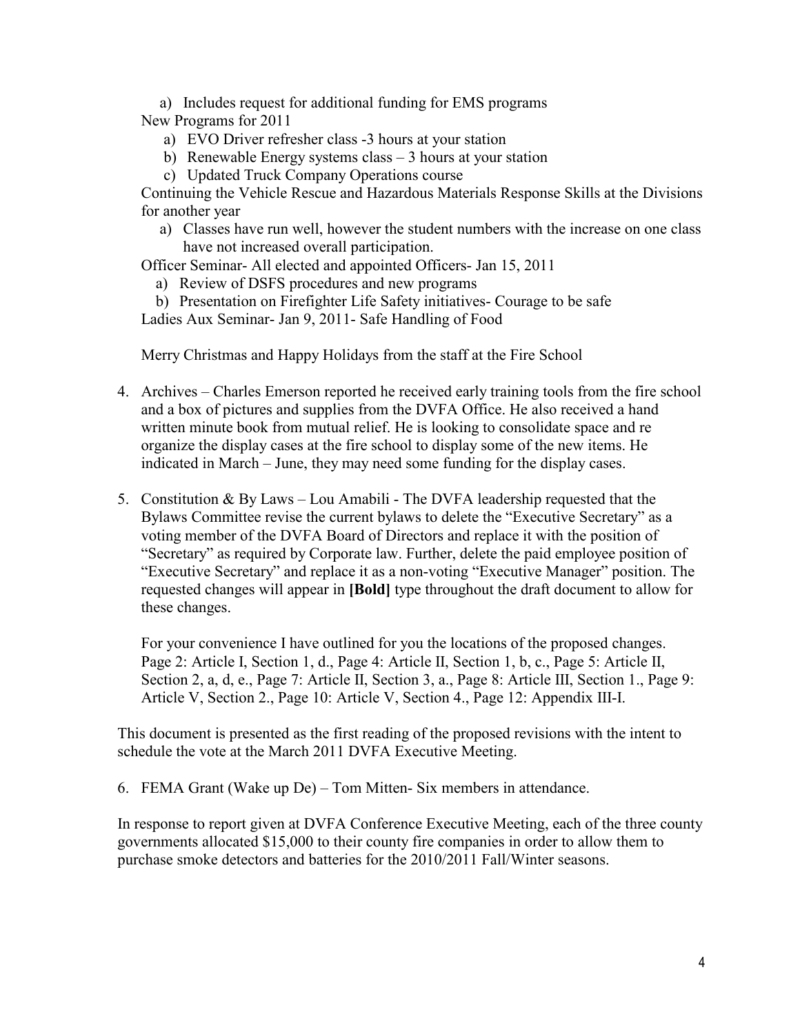a) Includes request for additional funding for EMS programs

New Programs for 2011

a) EVO Driver refresher class -3 hours at your station
b) Renewable Energy systems class – 3 hours at your station
c) Updated Truck Company Operations course

Continuing the Vehicle Rescue and Hazardous Materials Response Skills at the Divisions for another year

a) Classes have run well, however the student numbers with the increase on one class have not increased overall participation.

Officer Seminar- All elected and appointed Officers- Jan 15, 2011

a) Review of DSFS procedures and new programs
b) Presentation on Firefighter Life Safety initiatives- Courage to be safe

Ladies Aux Seminar- Jan 9, 2011- Safe Handling of Food

Merry Christmas and Happy Holidays from the staff at the Fire School

4. Archives – Charles Emerson reported he received early training tools from the fire school and a box of pictures and supplies from the DVFA Office. He also received a hand written minute book from mutual relief. He is looking to consolidate space and re organize the display cases at the fire school to display some of the new items. He indicated in March – June, they may need some funding for the display cases.

5. Constitution & By Laws – Lou Amabili - The DVFA leadership requested that the Bylaws Committee revise the current bylaws to delete the "Executive Secretary" as a voting member of the DVFA Board of Directors and replace it with the position of "Secretary" as required by Corporate law. Further, delete the paid employee position of "Executive Secretary" and replace it as a non-voting "Executive Manager" position. The requested changes will appear in **[Bold]** type throughout the draft document to allow for these changes.

   For your convenience I have outlined for you the locations of the proposed changes. Page 2: Article I, Section 1, d., Page 4: Article II, Section 1, b, c., Page 5: Article II, Section 2, a, d, e., Page 7: Article II, Section 3, a., Page 8: Article III, Section 1., Page 9: Article V, Section 2., Page 10: Article V, Section 4., Page 12: Appendix III-I.

This document is presented as the first reading of the proposed revisions with the intent to schedule the vote at the March 2011 DVFA Executive Meeting.

6. FEMA Grant (Wake up De) – Tom Mitten- Six members in attendance.

In response to report given at DVFA Conference Executive Meeting, each of the three county governments allocated $15,000 to their county fire companies in order to allow them to purchase smoke detectors and batteries for the 2010/2011 Fall/Winter seasons.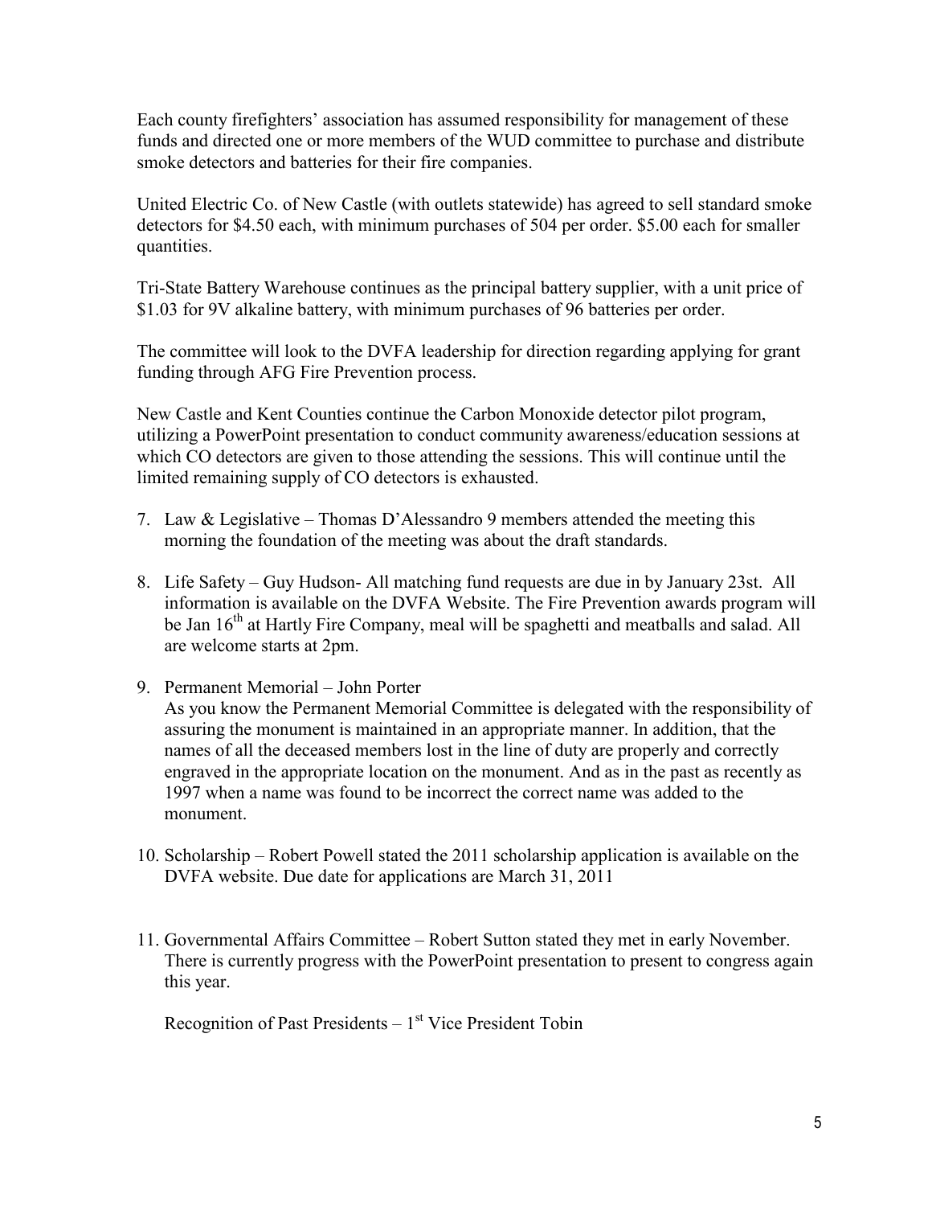Each county firefighters' association has assumed responsibility for management of these funds and directed one or more members of the WUD committee to purchase and distribute smoke detectors and batteries for their fire companies.

United Electric Co. of New Castle (with outlets statewide) has agreed to sell standard smoke detectors for $4.50 each, with minimum purchases of 504 per order. $5.00 each for smaller quantities.

Tri-State Battery Warehouse continues as the principal battery supplier, with a unit price of $1.03 for 9V alkaline battery, with minimum purchases of 96 batteries per order.

The committee will look to the DVFA leadership for direction regarding applying for grant funding through AFG Fire Prevention process.

New Castle and Kent Counties continue the Carbon Monoxide detector pilot program, utilizing a PowerPoint presentation to conduct community awareness/education sessions at which CO detectors are given to those attending the sessions. This will continue until the limited remaining supply of CO detectors is exhausted.

7. Law & Legislative – Thomas D'Alessandro 9 members attended the meeting this morning the foundation of the meeting was about the draft standards.

8. Life Safety – Guy Hudson- All matching fund requests are due in by January 23st. All information is available on the DVFA Website. The Fire Prevention awards program will be Jan 16th at Hartly Fire Company, meal will be spaghetti and meatballs and salad. All are welcome starts at 2pm.

9. Permanent Memorial – John Porter
   As you know the Permanent Memorial Committee is delegated with the responsibility of assuring the monument is maintained in an appropriate manner. In addition, that the names of all the deceased members lost in the line of duty are properly and correctly engraved in the appropriate location on the monument. And as in the past as recently as 1997 when a name was found to be incorrect the correct name was added to the monument.

10. Scholarship – Robert Powell stated the 2011 scholarship application is available on the DVFA website. Due date for applications are March 31, 2011

11. Governmental Affairs Committee – Robert Sutton stated they met in early November. There is currently progress with the PowerPoint presentation to present to congress again this year.

    Recognition of Past Presidents – 1st Vice President Tobin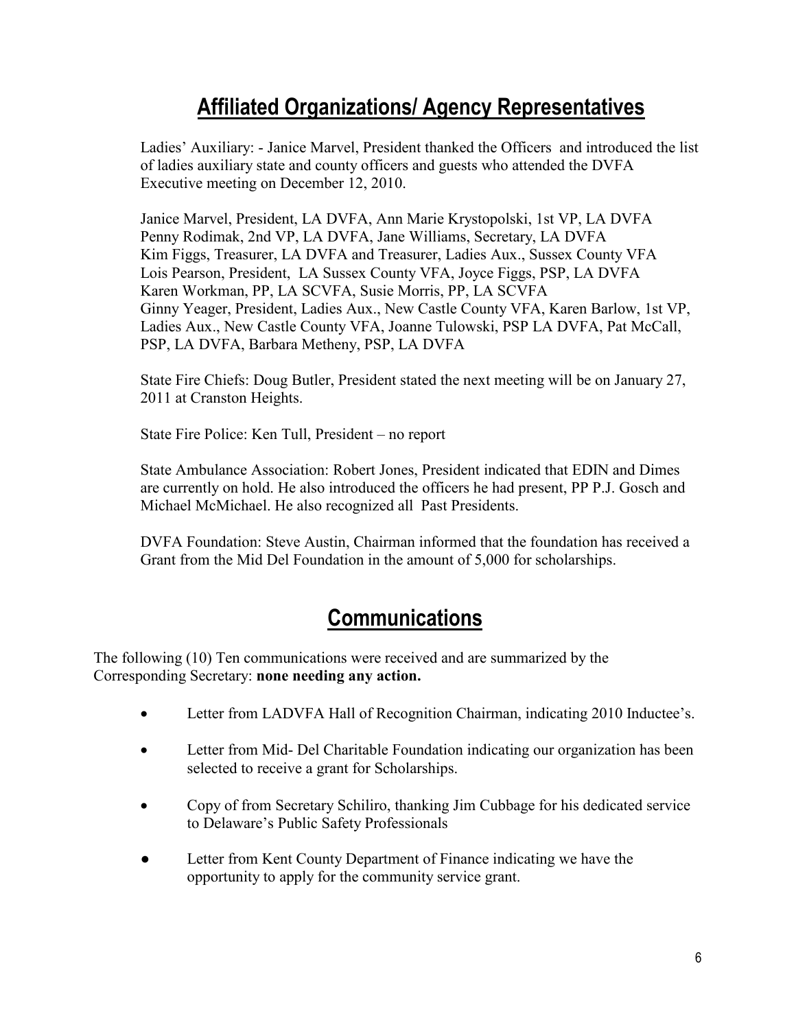## Affiliated Organizations/ Agency Representatives

Ladies' Auxiliary: - Janice Marvel, President thanked the Officers and introduced the list of ladies auxiliary state and county officers and guests who attended the DVFA Executive meeting on December 12, 2010.

Janice Marvel, President, LA DVFA, Ann Marie Krystopolski, 1st VP, LA DVFA
Penny Rodimak, 2nd VP, LA DVFA, Jane Williams, Secretary, LA DVFA
Kim Figgs, Treasurer, LA DVFA and Treasurer, Ladies Aux., Sussex County VFA
Lois Pearson, President, LA Sussex County VFA, Joyce Figgs, PSP, LA DVFA
Karen Workman, PP, LA SCVFA, Susie Morris, PP, LA SCVFA
Ginny Yeager, President, Ladies Aux., New Castle County VFA, Karen Barlow, 1st VP, Ladies Aux., New Castle County VFA, Joanne Tulowski, PSP LA DVFA, Pat McCall, PSP, LA DVFA, Barbara Metheny, PSP, LA DVFA

State Fire Chiefs: Doug Butler, President stated the next meeting will be on January 27, 2011 at Cranston Heights.

State Fire Police: Ken Tull, President – no report

State Ambulance Association: Robert Jones, President indicated that EDIN and Dimes are currently on hold. He also introduced the officers he had present, PP P.J. Gosch and Michael McMichael. He also recognized all Past Presidents.

DVFA Foundation: Steve Austin, Chairman informed that the foundation has received a Grant from the Mid Del Foundation in the amount of 5,000 for scholarships.

## Communications

The following (10) Ten communications were received and are summarized by the Corresponding Secretary: **none needing any action.**

- Letter from LADVFA Hall of Recognition Chairman, indicating 2010 Inductee's.
- Letter from Mid- Del Charitable Foundation indicating our organization has been selected to receive a grant for Scholarships.
- Copy of from Secretary Schiliro, thanking Jim Cubbage for his dedicated service to Delaware's Public Safety Professionals
- Letter from Kent County Department of Finance indicating we have the opportunity to apply for the community service grant.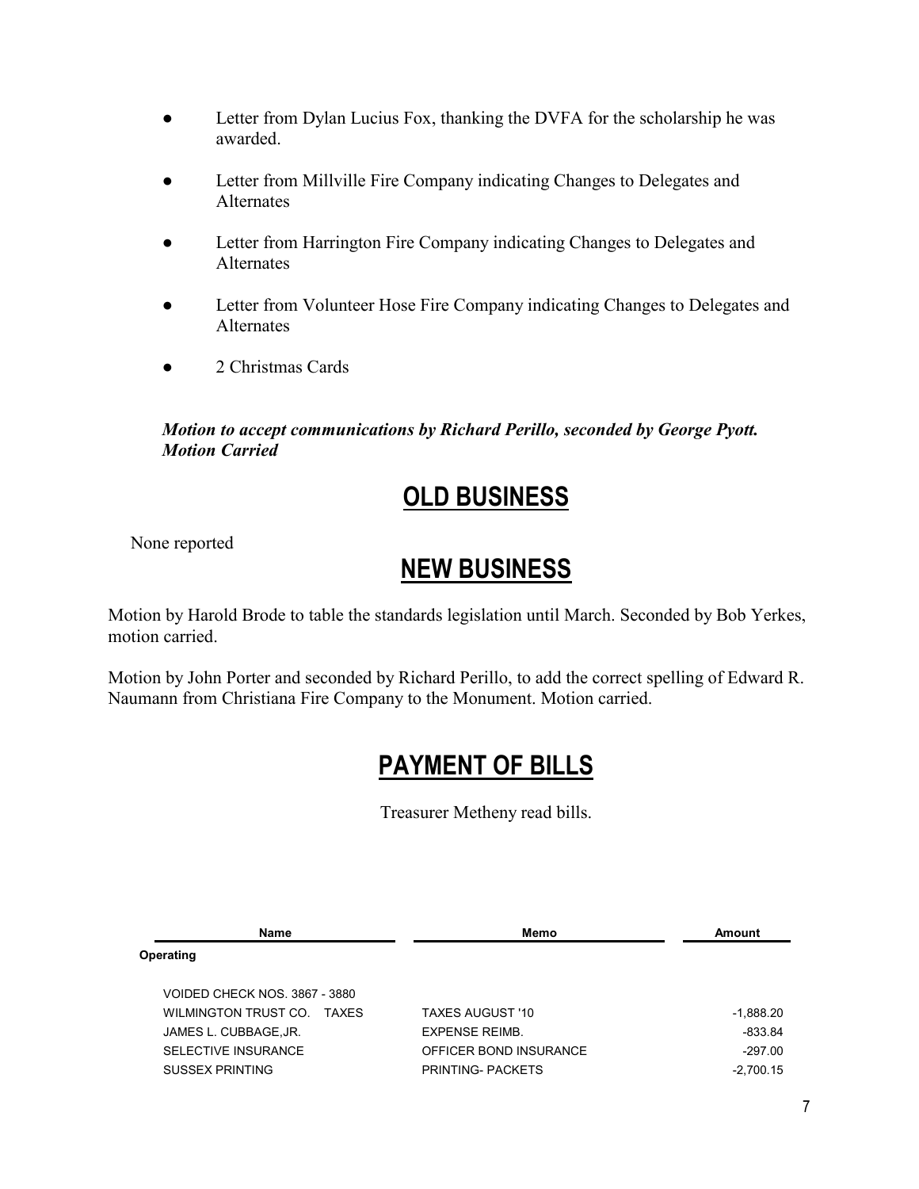- Letter from Dylan Lucius Fox, thanking the DVFA for the scholarship he was awarded.
- Letter from Millville Fire Company indicating Changes to Delegates and Alternates
- Letter from Harrington Fire Company indicating Changes to Delegates and Alternates
- Letter from Volunteer Hose Fire Company indicating Changes to Delegates and Alternates
- 2 Christmas Cards

***Motion to accept communications by Richard Perillo, seconded by George Pyott. Motion Carried***

## OLD BUSINESS

None reported

## NEW BUSINESS

Motion by Harold Brode to table the standards legislation until March. Seconded by Bob Yerkes, motion carried.

Motion by John Porter and seconded by Richard Perillo, to add the correct spelling of Edward R. Naumann from Christiana Fire Company to the Monument. Motion carried.

## PAYMENT OF BILLS

Treasurer Metheny read bills.

| Name | Memo | Amount |
|---|---|---|
| **Operating** | | |
| VOIDED CHECK NOS. 3867 - 3880 | | |
| WILMINGTON TRUST CO. TAXES | TAXES AUGUST '10 | -1,888.20 |
| JAMES L. CUBBAGE,JR. | EXPENSE REIMB. | -833.84 |
| SELECTIVE INSURANCE | OFFICER BOND INSURANCE | -297.00 |
| SUSSEX PRINTING | PRINTING- PACKETS | -2,700.15 |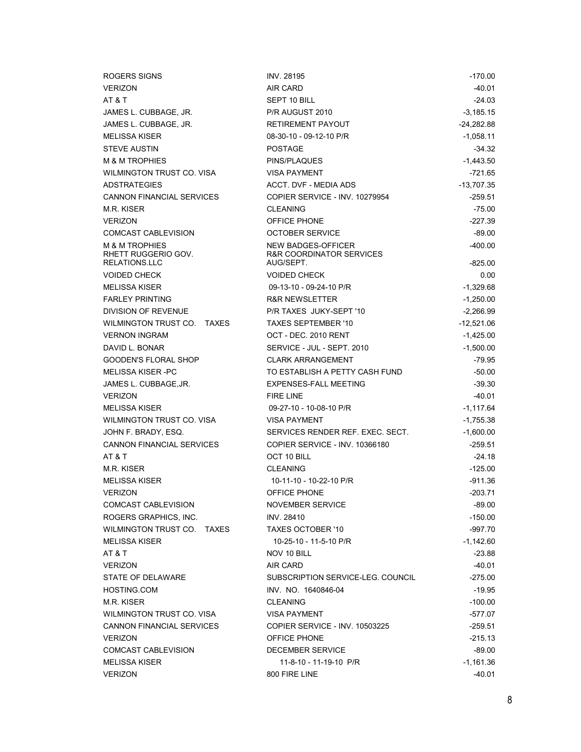| | | |
|---|---|---|
| ROGERS SIGNS | INV. 28195 | -170.00 |
| VERIZON | AIR CARD | -40.01 |
| AT & T | SEPT 10 BILL | -24.03 |
| JAMES L. CUBBAGE, JR. | P/R AUGUST 2010 | -3,185.15 |
| JAMES L. CUBBAGE, JR. | RETIREMENT PAYOUT | -24,282.88 |
| MELISSA KISER | 08-30-10 - 09-12-10 P/R | -1,058.11 |
| STEVE AUSTIN | POSTAGE | -34.32 |
| M & M TROPHIES | PINS/PLAQUES | -1,443.50 |
| WILMINGTON TRUST CO. VISA | VISA PAYMENT | -721.65 |
| ADSTRATEGIES | ACCT. DVF - MEDIA ADS | -13,707.35 |
| CANNON FINANCIAL SERVICES | COPIER SERVICE - INV. 10279954 | -259.51 |
| M.R. KISER | CLEANING | -75.00 |
| VERIZON | OFFICE PHONE | -227.39 |
| COMCAST CABLEVISION | OCTOBER SERVICE | -89.00 |
| M & M TROPHIES | NEW BADGES-OFFICER | -400.00 |
| RHETT RUGGERIO GOV. RELATIONS.LLC | R&R COORDINATOR SERVICES AUG/SEPT. | -825.00 |
| VOIDED CHECK | VOIDED CHECK | 0.00 |
| MELISSA KISER | 09-13-10 - 09-24-10 P/R | -1,329.68 |
| FARLEY PRINTING | R&R NEWSLETTER | -1,250.00 |
| DIVISION OF REVENUE | P/R TAXES JUKY-SEPT '10 | -2,266.99 |
| WILMINGTON TRUST CO. TAXES | TAXES SEPTEMBER '10 | -12,521.06 |
| VERNON INGRAM | OCT - DEC. 2010 RENT | -1,425.00 |
| DAVID L. BONAR | SERVICE - JUL - SEPT. 2010 | -1,500.00 |
| GOODEN'S FLORAL SHOP | CLARK ARRANGEMENT | -79.95 |
| MELISSA KISER -PC | TO ESTABLISH A PETTY CASH FUND | -50.00 |
| JAMES L. CUBBAGE,JR. | EXPENSES-FALL MEETING | -39.30 |
| VERIZON | FIRE LINE | -40.01 |
| MELISSA KISER | 09-27-10 - 10-08-10 P/R | -1,117.64 |
| WILMINGTON TRUST CO. VISA | VISA PAYMENT | -1,755.38 |
| JOHN F. BRADY, ESQ. | SERVICES RENDER REF. EXEC. SECT. | -1,600.00 |
| CANNON FINANCIAL SERVICES | COPIER SERVICE - INV. 10366180 | -259.51 |
| AT & T | OCT 10 BILL | -24.18 |
| M.R. KISER | CLEANING | -125.00 |
| MELISSA KISER | 10-11-10 - 10-22-10 P/R | -911.36 |
| VERIZON | OFFICE PHONE | -203.71 |
| COMCAST CABLEVISION | NOVEMBER SERVICE | -89.00 |
| ROGERS GRAPHICS, INC. | INV. 28410 | -150.00 |
| WILMINGTON TRUST CO. TAXES | TAXES OCTOBER '10 | -997.70 |
| MELISSA KISER | 10-25-10 - 11-5-10 P/R | -1,142.60 |
| AT & T | NOV 10 BILL | -23.88 |
| VERIZON | AIR CARD | -40.01 |
| STATE OF DELAWARE | SUBSCRIPTION SERVICE-LEG. COUNCIL | -275.00 |
| HOSTING.COM | INV. NO. 1640846-04 | -19.95 |
| M.R. KISER | CLEANING | -100.00 |
| WILMINGTON TRUST CO. VISA | VISA PAYMENT | -577.07 |
| CANNON FINANCIAL SERVICES | COPIER SERVICE - INV. 10503225 | -259.51 |
| VERIZON | OFFICE PHONE | -215.13 |
| COMCAST CABLEVISION | DECEMBER SERVICE | -89.00 |
| MELISSA KISER | 11-8-10 - 11-19-10 P/R | -1,161.36 |
| VERIZON | 800 FIRE LINE | -40.01 |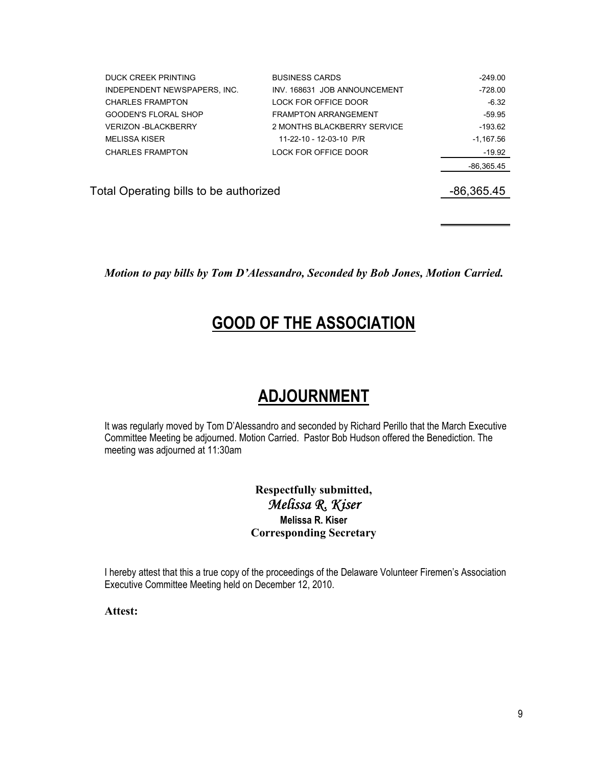| | | |
|---|---|---|
| DUCK CREEK PRINTING | BUSINESS CARDS | -249.00 |
| INDEPENDENT NEWSPAPERS, INC. | INV. 168631 JOB ANNOUNCEMENT | -728.00 |
| CHARLES FRAMPTON | LOCK FOR OFFICE DOOR | -6.32 |
| GOODEN'S FLORAL SHOP | FRAMPTON ARRANGEMENT | -59.95 |
| VERIZON -BLACKBERRY | 2 MONTHS BLACKBERRY SERVICE | -193.62 |
| MELISSA KISER | 11-22-10 - 12-03-10 P/R | -1,167.56 |
| CHARLES FRAMPTON | LOCK FOR OFFICE DOOR | -19.92 |
| | | -86,365.45 |

Total Operating bills to be authorized -86,365.45

***Motion to pay bills by Tom D'Alessandro, Seconded by Bob Jones, Motion Carried.***

## GOOD OF THE ASSOCIATION

## ADJOURNMENT

It was regularly moved by Tom D'Alessandro and seconded by Richard Perillo that the March Executive Committee Meeting be adjourned. Motion Carried. Pastor Bob Hudson offered the Benediction. The meeting was adjourned at 11:30am

**Respectfully submitted,**
*Melissa R. Kiser*
**Melissa R. Kiser**
**Corresponding Secretary**

I hereby attest that this a true copy of the proceedings of the Delaware Volunteer Firemen's Association Executive Committee Meeting held on December 12, 2010.

**Attest:**